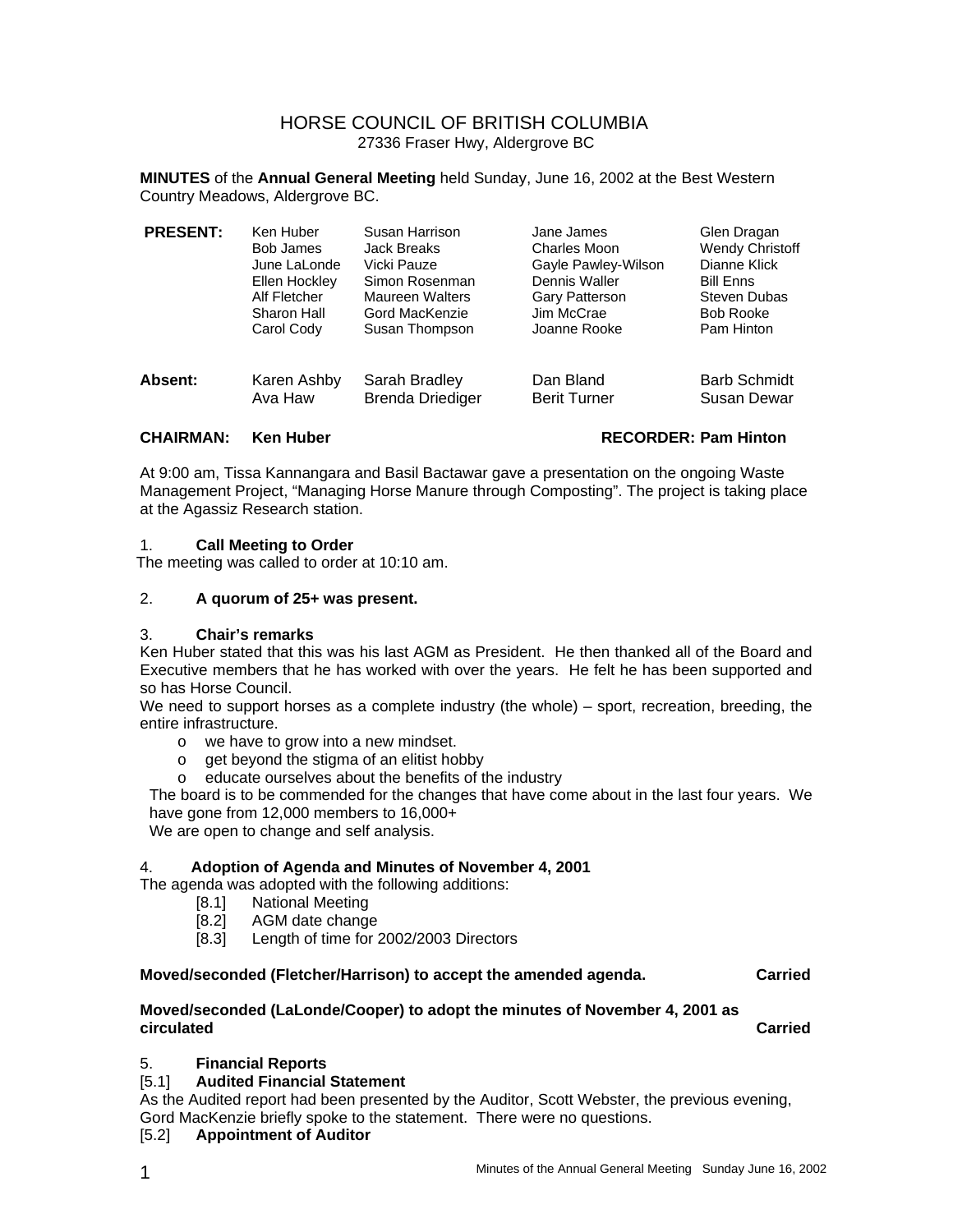# HORSE COUNCIL OF BRITISH COLUMBIA

27336 Fraser Hwy, Aldergrove BC

**MINUTES** of the **Annual General Meeting** held Sunday, June 16, 2002 at the Best Western Country Meadows, Aldergrove BC.

| **PRESENT:** | | | | |
|---|---|---|---|---|
| | Ken Huber | Susan Harrison | Jane James | Glen Dragan |
| | Bob James | Jack Breaks | Charles Moon | Wendy Christoff |
| | June LaLonde | Vicki Pauze | Gayle Pawley-Wilson | Dianne Klick |
| | Ellen Hockley | Simon Rosenman | Dennis Waller | Bill Enns |
| | Alf Fletcher | Maureen Walters | Gary Patterson | Steven Dubas |
| | Sharon Hall | Gord MacKenzie | Jim McCrae | Bob Rooke |
| | Carol Cody | Susan Thompson | Joanne Rooke | Pam Hinton |

| **Absent:** | | | | |
|---|---|---|---|---|
| | Karen Ashby | Sarah Bradley | Dan Bland | Barb Schmidt |
| | Ava Haw | Brenda Driediger | Berit Turner | Susan Dewar |

**CHAIRMAN: Ken Huber** **RECORDER: Pam Hinton**

At 9:00 am, Tissa Kannangara and Basil Bactawar gave a presentation on the ongoing Waste Management Project, "Managing Horse Manure through Composting". The project is taking place at the Agassiz Research station.

1. **Call Meeting to Order**

The meeting was called to order at 10:10 am.

2. **A quorum of 25+ was present.**

3. **Chair's remarks**

Ken Huber stated that this was his last AGM as President. He then thanked all of the Board and Executive members that he has worked with over the years. He felt he has been supported and so has Horse Council.

We need to support horses as a complete industry (the whole) – sport, recreation, breeding, the entire infrastructure.

- we have to grow into a new mindset.
- get beyond the stigma of an elitist hobby
- educate ourselves about the benefits of the industry

The board is to be commended for the changes that have come about in the last four years. We have gone from 12,000 members to 16,000+

We are open to change and self analysis.

4. **Adoption of Agenda and Minutes of November 4, 2001**

The agenda was adopted with the following additions:

- [8.1] National Meeting
- [8.2] AGM date change
- [8.3] Length of time for 2002/2003 Directors

**Moved/seconded (Fletcher/Harrison) to accept the amended agenda. Carried**

**Moved/seconded (LaLonde/Cooper) to adopt the minutes of November 4, 2001 as circulated Carried**

5. **Financial Reports**

[5.1] **Audited Financial Statement**

As the Audited report had been presented by the Auditor, Scott Webster, the previous evening, Gord MacKenzie briefly spoke to the statement. There were no questions.

[5.2] **Appointment of Auditor**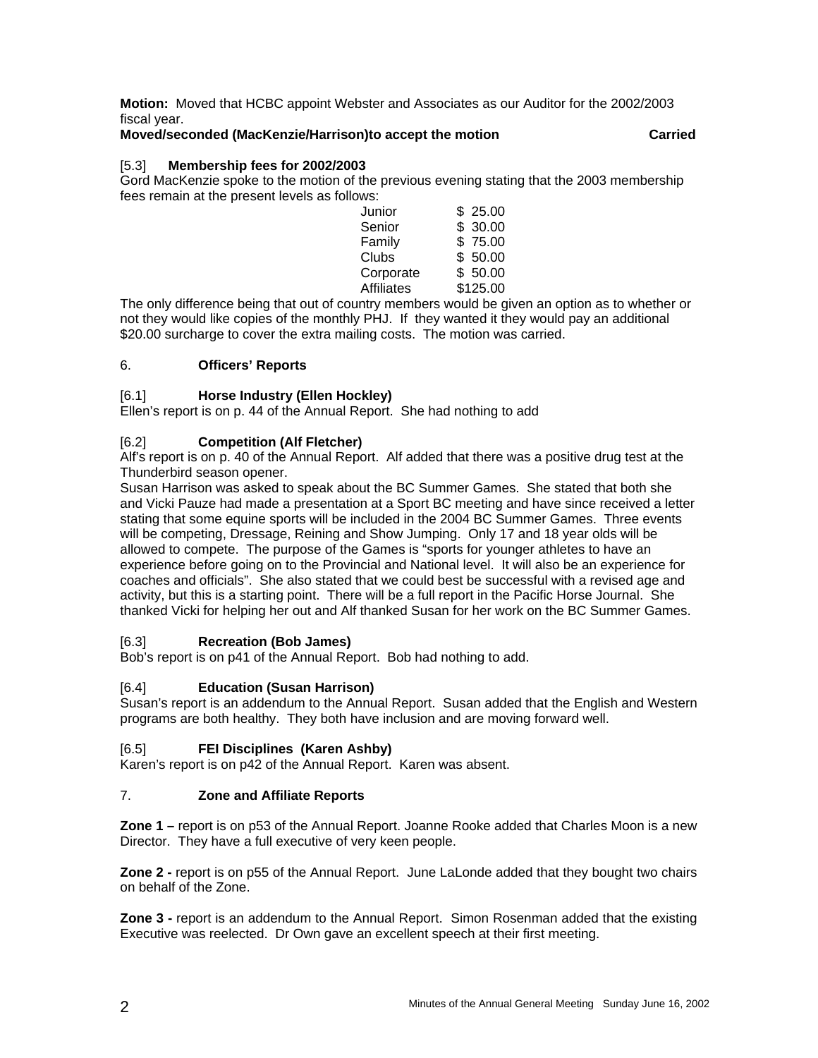**Motion:** Moved that HCBC appoint Webster and Associates as our Auditor for the 2002/2003 fiscal year.

**Moved/seconded (MacKenzie/Harrison)to accept the motion** **Carried**

[5.3] **Membership fees for 2002/2003**

Gord MacKenzie spoke to the motion of the previous evening stating that the 2003 membership fees remain at the present levels as follows:

| | |
|---|---|
| Junior | $ 25.00 |
| Senior | $ 30.00 |
| Family | $ 75.00 |
| Clubs | $ 50.00 |
| Corporate | $ 50.00 |
| Affiliates | $125.00 |

The only difference being that out of country members would be given an option as to whether or not they would like copies of the monthly PHJ. If they wanted it they would pay an additional $20.00 surcharge to cover the extra mailing costs. The motion was carried.

## 6. Officers' Reports

[6.1] **Horse Industry (Ellen Hockley)**

Ellen's report is on p. 44 of the Annual Report. She had nothing to add

[6.2] **Competition (Alf Fletcher)**

Alf's report is on p. 40 of the Annual Report. Alf added that there was a positive drug test at the Thunderbird season opener.

Susan Harrison was asked to speak about the BC Summer Games. She stated that both she and Vicki Pauze had made a presentation at a Sport BC meeting and have since received a letter stating that some equine sports will be included in the 2004 BC Summer Games. Three events will be competing, Dressage, Reining and Show Jumping. Only 17 and 18 year olds will be allowed to compete. The purpose of the Games is "sports for younger athletes to have an experience before going on to the Provincial and National level. It will also be an experience for coaches and officials". She also stated that we could best be successful with a revised age and activity, but this is a starting point. There will be a full report in the Pacific Horse Journal. She thanked Vicki for helping her out and Alf thanked Susan for her work on the BC Summer Games.

[6.3] **Recreation (Bob James)**

Bob's report is on p41 of the Annual Report. Bob had nothing to add.

[6.4] **Education (Susan Harrison)**

Susan's report is an addendum to the Annual Report. Susan added that the English and Western programs are both healthy. They both have inclusion and are moving forward well.

[6.5] **FEI Disciplines (Karen Ashby)**

Karen's report is on p42 of the Annual Report. Karen was absent.

## 7. Zone and Affiliate Reports

**Zone 1 –** report is on p53 of the Annual Report. Joanne Rooke added that Charles Moon is a new Director. They have a full executive of very keen people.

**Zone 2 -** report is on p55 of the Annual Report. June LaLonde added that they bought two chairs on behalf of the Zone.

**Zone 3 -** report is an addendum to the Annual Report. Simon Rosenman added that the existing Executive was reelected. Dr Own gave an excellent speech at their first meeting.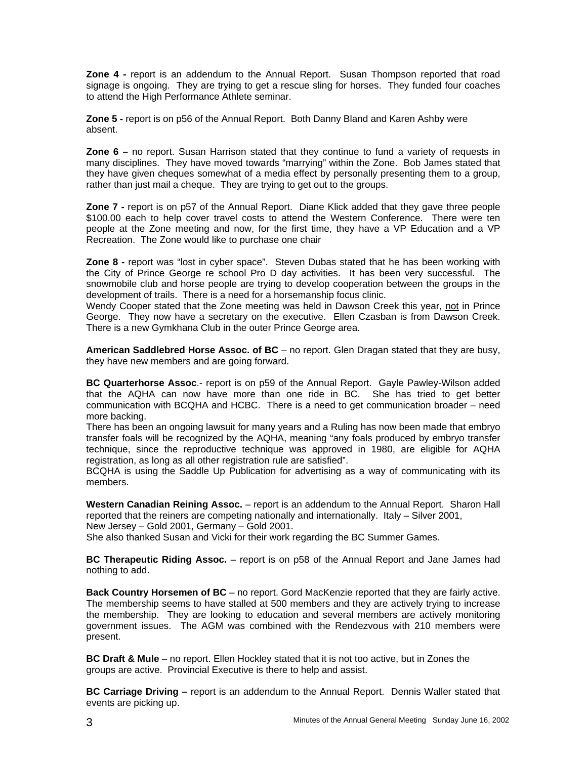**Zone 4 -** report is an addendum to the Annual Report. Susan Thompson reported that road signage is ongoing. They are trying to get a rescue sling for horses. They funded four coaches to attend the High Performance Athlete seminar.

**Zone 5 -** report is on p56 of the Annual Report. Both Danny Bland and Karen Ashby were absent.

**Zone 6 –** no report. Susan Harrison stated that they continue to fund a variety of requests in many disciplines. They have moved towards "marrying" within the Zone. Bob James stated that they have given cheques somewhat of a media effect by personally presenting them to a group, rather than just mail a cheque. They are trying to get out to the groups.

**Zone 7 -** report is on p57 of the Annual Report. Diane Klick added that they gave three people $100.00 each to help cover travel costs to attend the Western Conference. There were ten people at the Zone meeting and now, for the first time, they have a VP Education and a VP Recreation. The Zone would like to purchase one chair

**Zone 8 -** report was "lost in cyber space". Steven Dubas stated that he has been working with the City of Prince George re school Pro D day activities. It has been very successful. The snowmobile club and horse people are trying to develop cooperation between the groups in the development of trails. There is a need for a horsemanship focus clinic.
Wendy Cooper stated that the Zone meeting was held in Dawson Creek this year, <u>not</u> in Prince George. They now have a secretary on the executive. Ellen Czasban is from Dawson Creek. There is a new Gymkhana Club in the outer Prince George area.

**American Saddlebred Horse Assoc. of BC** – no report. Glen Dragan stated that they are busy, they have new members and are going forward.

**BC Quarterhorse Assoc**.- report is on p59 of the Annual Report. Gayle Pawley-Wilson added that the AQHA can now have more than one ride in BC. She has tried to get better communication with BCQHA and HCBC. There is a need to get communication broader – need more backing.
There has been an ongoing lawsuit for many years and a Ruling has now been made that embryo transfer foals will be recognized by the AQHA, meaning "any foals produced by embryo transfer technique, since the reproductive technique was approved in 1980, are eligible for AQHA registration, as long as all other registration rule are satisfied".
BCQHA is using the Saddle Up Publication for advertising as a way of communicating with its members.

**Western Canadian Reining Assoc.** – report is an addendum to the Annual Report. Sharon Hall reported that the reiners are competing nationally and internationally. Italy – Silver 2001, New Jersey – Gold 2001, Germany – Gold 2001.
She also thanked Susan and Vicki for their work regarding the BC Summer Games.

**BC Therapeutic Riding Assoc.** – report is on p58 of the Annual Report and Jane James had nothing to add.

**Back Country Horsemen of BC** – no report. Gord MacKenzie reported that they are fairly active. The membership seems to have stalled at 500 members and they are actively trying to increase the membership. They are looking to education and several members are actively monitoring government issues. The AGM was combined with the Rendezvous with 210 members were present.

**BC Draft & Mule** – no report. Ellen Hockley stated that it is not too active, but in Zones the groups are active. Provincial Executive is there to help and assist.

**BC Carriage Driving –** report is an addendum to the Annual Report. Dennis Waller stated that events are picking up.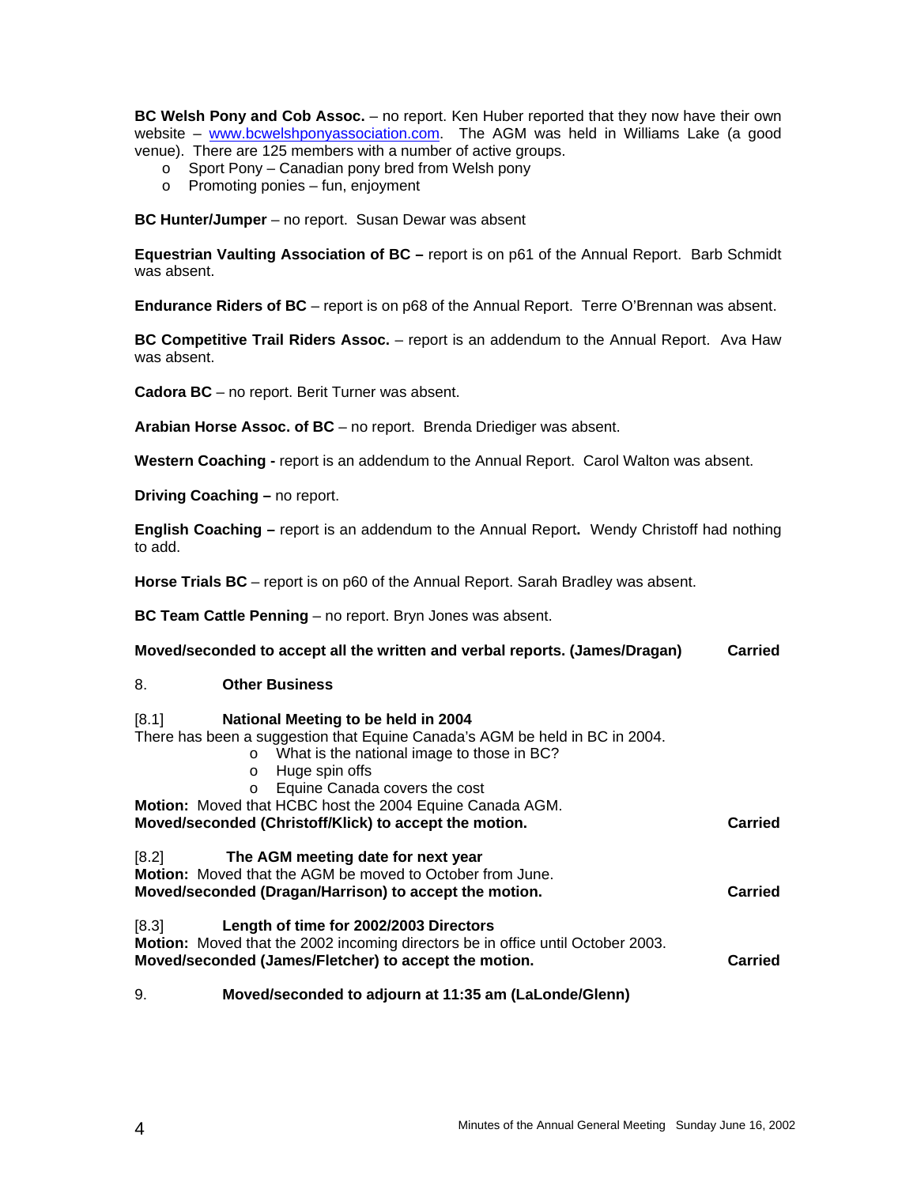**BC Welsh Pony and Cob Assoc.** – no report. Ken Huber reported that they now have their own website – www.bcwelshponyassociation.com. The AGM was held in Williams Lake (a good venue). There are 125 members with a number of active groups.

- Sport Pony – Canadian pony bred from Welsh pony
- Promoting ponies – fun, enjoyment

**BC Hunter/Jumper** – no report. Susan Dewar was absent

**Equestrian Vaulting Association of BC –** report is on p61 of the Annual Report. Barb Schmidt was absent.

**Endurance Riders of BC** – report is on p68 of the Annual Report. Terre O'Brennan was absent.

**BC Competitive Trail Riders Assoc.** – report is an addendum to the Annual Report. Ava Haw was absent.

**Cadora BC** – no report. Berit Turner was absent.

**Arabian Horse Assoc. of BC** – no report. Brenda Driediger was absent.

**Western Coaching -** report is an addendum to the Annual Report. Carol Walton was absent.

**Driving Coaching –** no report.

**English Coaching –** report is an addendum to the Annual Report**.** Wendy Christoff had nothing to add.

**Horse Trials BC** – report is on p60 of the Annual Report. Sarah Bradley was absent.

**BC Team Cattle Penning** – no report. Bryn Jones was absent.

**Moved/seconded to accept all the written and verbal reports. (James/Dragan) Carried**

8. **Other Business**

[8.1] **National Meeting to be held in 2004**

There has been a suggestion that Equine Canada's AGM be held in BC in 2004.

- What is the national image to those in BC?
- Huge spin offs
- Equine Canada covers the cost

**Motion:** Moved that HCBC host the 2004 Equine Canada AGM.
**Moved/seconded (Christoff/Klick) to accept the motion. Carried**

[8.2] **The AGM meeting date for next year**

**Motion:** Moved that the AGM be moved to October from June.
**Moved/seconded (Dragan/Harrison) to accept the motion. Carried**

[8.3] **Length of time for 2002/2003 Directors**

**Motion:** Moved that the 2002 incoming directors be in office until October 2003.
**Moved/seconded (James/Fletcher) to accept the motion. Carried**

9. **Moved/seconded to adjourn at 11:35 am (LaLonde/Glenn)**